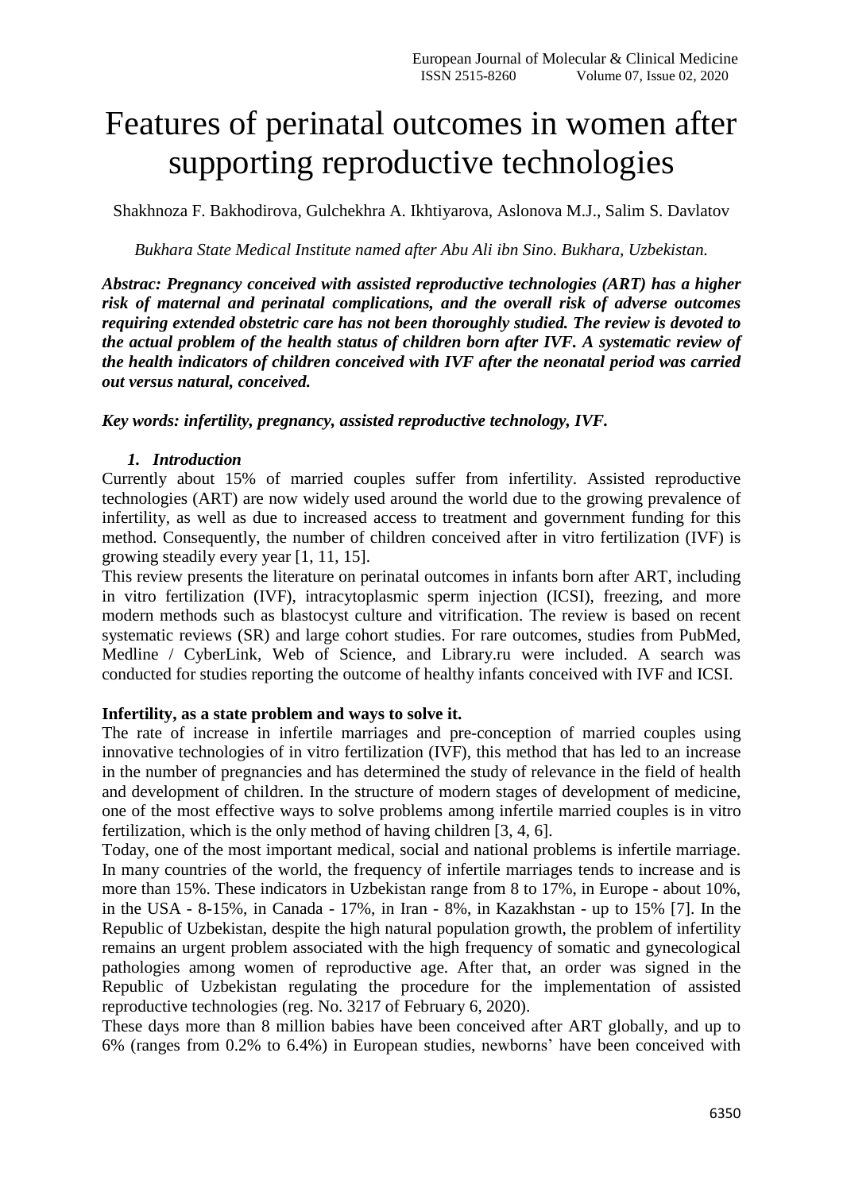# Features of perinatal outcomes in women after supporting reproductive technologies

Shakhnoza F. Bakhodirova, Gulchekhra A. Ikhtiyarova, Aslonova M.J., Salim S. Davlatov

*Bukhara State Medical Institute named after Abu Ali ibn Sino. Bukhara, Uzbekistan.*

***Abstrac: Pregnancy conceived with assisted reproductive technologies (ART) has a higher risk of maternal and perinatal complications, and the overall risk of adverse outcomes requiring extended obstetric care has not been thoroughly studied. The review is devoted to the actual problem of the health status of children born after IVF. A systematic review of the health indicators of children conceived with IVF after the neonatal period was carried out versus natural, conceived.***

***Key words: infertility, pregnancy, assisted reproductive technology, IVF.***

## *1. Introduction*

Currently about 15% of married couples suffer from infertility. Assisted reproductive technologies (ART) are now widely used around the world due to the growing prevalence of infertility, as well as due to increased access to treatment and government funding for this method. Consequently, the number of children conceived after in vitro fertilization (IVF) is growing steadily every year [1, 11, 15].

This review presents the literature on perinatal outcomes in infants born after ART, including in vitro fertilization (IVF), intracytoplasmic sperm injection (ICSI), freezing, and more modern methods such as blastocyst culture and vitrification. The review is based on recent systematic reviews (SR) and large cohort studies. For rare outcomes, studies from PubMed, Medline / CyberLink, Web of Science, and Library.ru were included. A search was conducted for studies reporting the outcome of healthy infants conceived with IVF and ICSI.

**Infertility, as a state problem and ways to solve it.**

The rate of increase in infertile marriages and pre-conception of married couples using innovative technologies of in vitro fertilization (IVF), this method that has led to an increase in the number of pregnancies and has determined the study of relevance in the field of health and development of children. In the structure of modern stages of development of medicine, one of the most effective ways to solve problems among infertile married couples is in vitro fertilization, which is the only method of having children [3, 4, 6].

Today, one of the most important medical, social and national problems is infertile marriage. In many countries of the world, the frequency of infertile marriages tends to increase and is more than 15%. These indicators in Uzbekistan range from 8 to 17%, in Europe - about 10%, in the USA - 8-15%, in Canada - 17%, in Iran - 8%, in Kazakhstan - up to 15% [7]. In the Republic of Uzbekistan, despite the high natural population growth, the problem of infertility remains an urgent problem associated with the high frequency of somatic and gynecological pathologies among women of reproductive age. After that, an order was signed in the Republic of Uzbekistan regulating the procedure for the implementation of assisted reproductive technologies (reg. No. 3217 of February 6, 2020).

These days more than 8 million babies have been conceived after ART globally, and up to 6% (ranges from 0.2% to 6.4%) in European studies, newborns' have been conceived with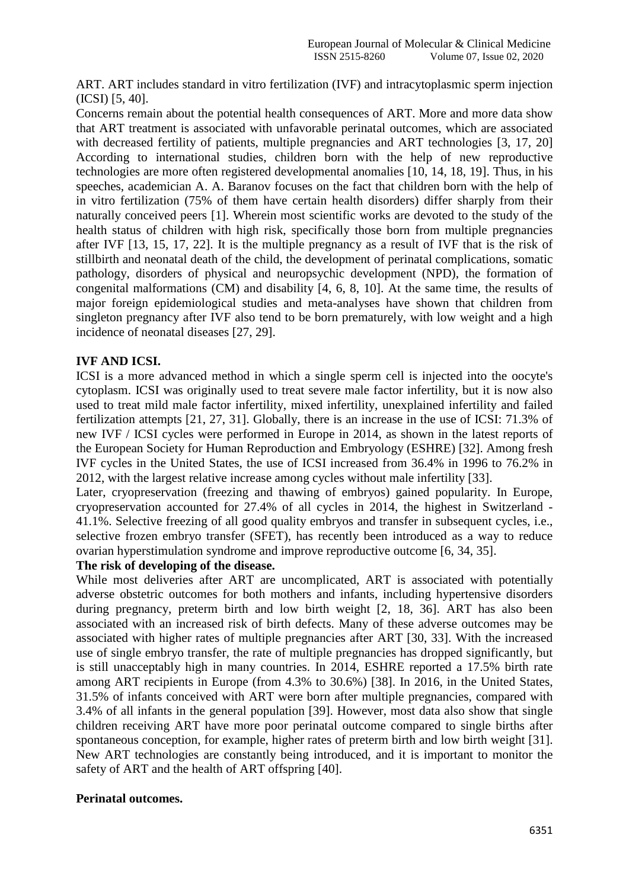ART. ART includes standard in vitro fertilization (IVF) and intracytoplasmic sperm injection (ICSI) [5, 40].

Concerns remain about the potential health consequences of ART. More and more data show that ART treatment is associated with unfavorable perinatal outcomes, which are associated with decreased fertility of patients, multiple pregnancies and ART technologies [3, 17, 20] According to international studies, children born with the help of new reproductive technologies are more often registered developmental anomalies [10, 14, 18, 19]. Thus, in his speeches, academician A. A. Baranov focuses on the fact that children born with the help of in vitro fertilization (75% of them have certain health disorders) differ sharply from their naturally conceived peers [1]. Wherein most scientific works are devoted to the study of the health status of children with high risk, specifically those born from multiple pregnancies after IVF [13, 15, 17, 22]. It is the multiple pregnancy as a result of IVF that is the risk of stillbirth and neonatal death of the child, the development of perinatal complications, somatic pathology, disorders of physical and neuropsychic development (NPD), the formation of congenital malformations (CM) and disability [4, 6, 8, 10]. At the same time, the results of major foreign epidemiological studies and meta-analyses have shown that children from singleton pregnancy after IVF also tend to be born prematurely, with low weight and a high incidence of neonatal diseases [27, 29].

**IVF AND ICSI.**

ICSI is a more advanced method in which a single sperm cell is injected into the oocyte's cytoplasm. ICSI was originally used to treat severe male factor infertility, but it is now also used to treat mild male factor infertility, mixed infertility, unexplained infertility and failed fertilization attempts [21, 27, 31]. Globally, there is an increase in the use of ICSI: 71.3% of new IVF / ICSI cycles were performed in Europe in 2014, as shown in the latest reports of the European Society for Human Reproduction and Embryology (ESHRE) [32]. Among fresh IVF cycles in the United States, the use of ICSI increased from 36.4% in 1996 to 76.2% in 2012, with the largest relative increase among cycles without male infertility [33].

Later, cryopreservation (freezing and thawing of embryos) gained popularity. In Europe, cryopreservation accounted for 27.4% of all cycles in 2014, the highest in Switzerland - 41.1%. Selective freezing of all good quality embryos and transfer in subsequent cycles, i.e., selective frozen embryo transfer (SFET), has recently been introduced as a way to reduce ovarian hyperstimulation syndrome and improve reproductive outcome [6, 34, 35].

**The risk of developing of the disease.**

While most deliveries after ART are uncomplicated, ART is associated with potentially adverse obstetric outcomes for both mothers and infants, including hypertensive disorders during pregnancy, preterm birth and low birth weight [2, 18, 36]. ART has also been associated with an increased risk of birth defects. Many of these adverse outcomes may be associated with higher rates of multiple pregnancies after ART [30, 33]. With the increased use of single embryo transfer, the rate of multiple pregnancies has dropped significantly, but is still unacceptably high in many countries. In 2014, ESHRE reported a 17.5% birth rate among ART recipients in Europe (from 4.3% to 30.6%) [38]. In 2016, in the United States, 31.5% of infants conceived with ART were born after multiple pregnancies, compared with 3.4% of all infants in the general population [39]. However, most data also show that single children receiving ART have more poor perinatal outcome compared to single births after spontaneous conception, for example, higher rates of preterm birth and low birth weight [31]. New ART technologies are constantly being introduced, and it is important to monitor the safety of ART and the health of ART offspring [40].

**Perinatal outcomes.**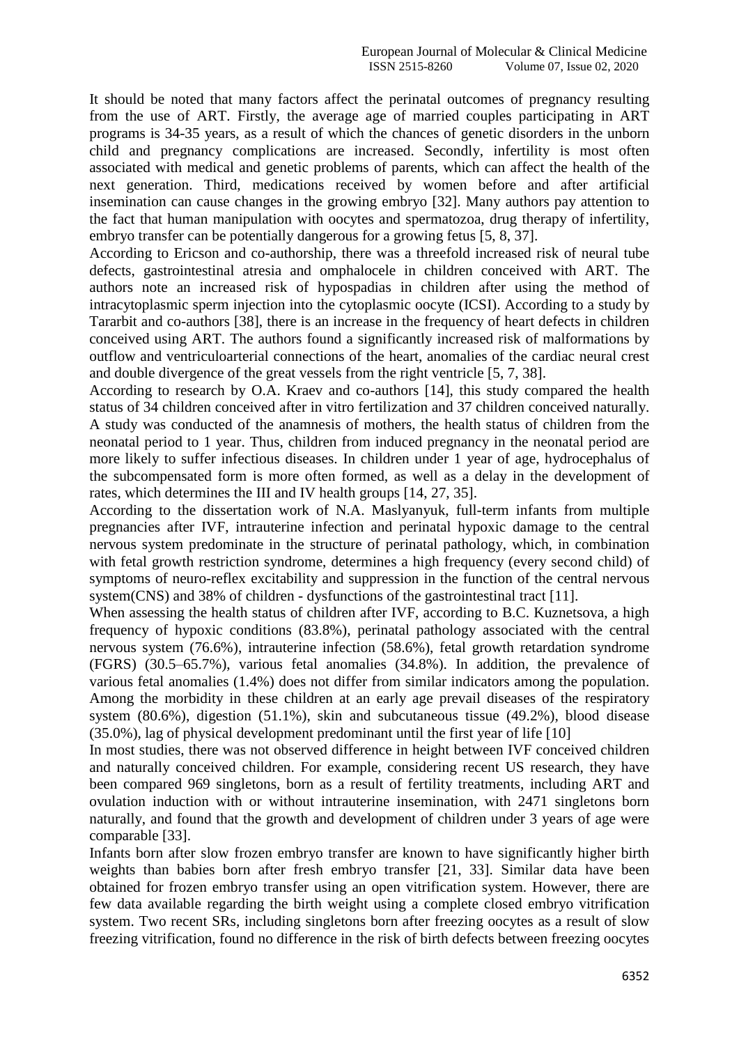It should be noted that many factors affect the perinatal outcomes of pregnancy resulting from the use of ART. Firstly, the average age of married couples participating in ART programs is 34-35 years, as a result of which the chances of genetic disorders in the unborn child and pregnancy complications are increased. Secondly, infertility is most often associated with medical and genetic problems of parents, which can affect the health of the next generation. Third, medications received by women before and after artificial insemination can cause changes in the growing embryo [32]. Many authors pay attention to the fact that human manipulation with oocytes and spermatozoa, drug therapy of infertility, embryo transfer can be potentially dangerous for a growing fetus [5, 8, 37].

According to Ericson and co-authorship, there was a threefold increased risk of neural tube defects, gastrointestinal atresia and omphalocele in children conceived with ART. The authors note an increased risk of hypospadias in children after using the method of intracytoplasmic sperm injection into the cytoplasmic oocyte (ICSI). According to a study by Tararbit and co-authors [38], there is an increase in the frequency of heart defects in children conceived using ART. The authors found a significantly increased risk of malformations by outflow and ventriculoarterial connections of the heart, anomalies of the cardiac neural crest and double divergence of the great vessels from the right ventricle [5, 7, 38].

According to research by O.A. Kraev and co-authors [14], this study compared the health status of 34 children conceived after in vitro fertilization and 37 children conceived naturally. A study was conducted of the anamnesis of mothers, the health status of children from the neonatal period to 1 year. Thus, children from induced pregnancy in the neonatal period are more likely to suffer infectious diseases. In children under 1 year of age, hydrocephalus of the subcompensated form is more often formed, as well as a delay in the development of rates, which determines the III and IV health groups [14, 27, 35].

According to the dissertation work of N.A. Maslyanyuk, full-term infants from multiple pregnancies after IVF, intrauterine infection and perinatal hypoxic damage to the central nervous system predominate in the structure of perinatal pathology, which, in combination with fetal growth restriction syndrome, determines a high frequency (every second child) of symptoms of neuro-reflex excitability and suppression in the function of the central nervous system(CNS) and 38% of children - dysfunctions of the gastrointestinal tract [11].

When assessing the health status of children after IVF, according to B.C. Kuznetsova, a high frequency of hypoxic conditions (83.8%), perinatal pathology associated with the central nervous system (76.6%), intrauterine infection (58.6%), fetal growth retardation syndrome (FGRS) (30.5–65.7%), various fetal anomalies (34.8%). In addition, the prevalence of various fetal anomalies (1.4%) does not differ from similar indicators among the population. Among the morbidity in these children at an early age prevail diseases of the respiratory system (80.6%), digestion (51.1%), skin and subcutaneous tissue (49.2%), blood disease (35.0%), lag of physical development predominant until the first year of life [10]

In most studies, there was not observed difference in height between IVF conceived children and naturally conceived children. For example, considering recent US research, they have been compared 969 singletons, born as a result of fertility treatments, including ART and ovulation induction with or without intrauterine insemination, with 2471 singletons born naturally, and found that the growth and development of children under 3 years of age were comparable [33].

Infants born after slow frozen embryo transfer are known to have significantly higher birth weights than babies born after fresh embryo transfer [21, 33]. Similar data have been obtained for frozen embryo transfer using an open vitrification system. However, there are few data available regarding the birth weight using a complete closed embryo vitrification system. Two recent SRs, including singletons born after freezing oocytes as a result of slow freezing vitrification, found no difference in the risk of birth defects between freezing oocytes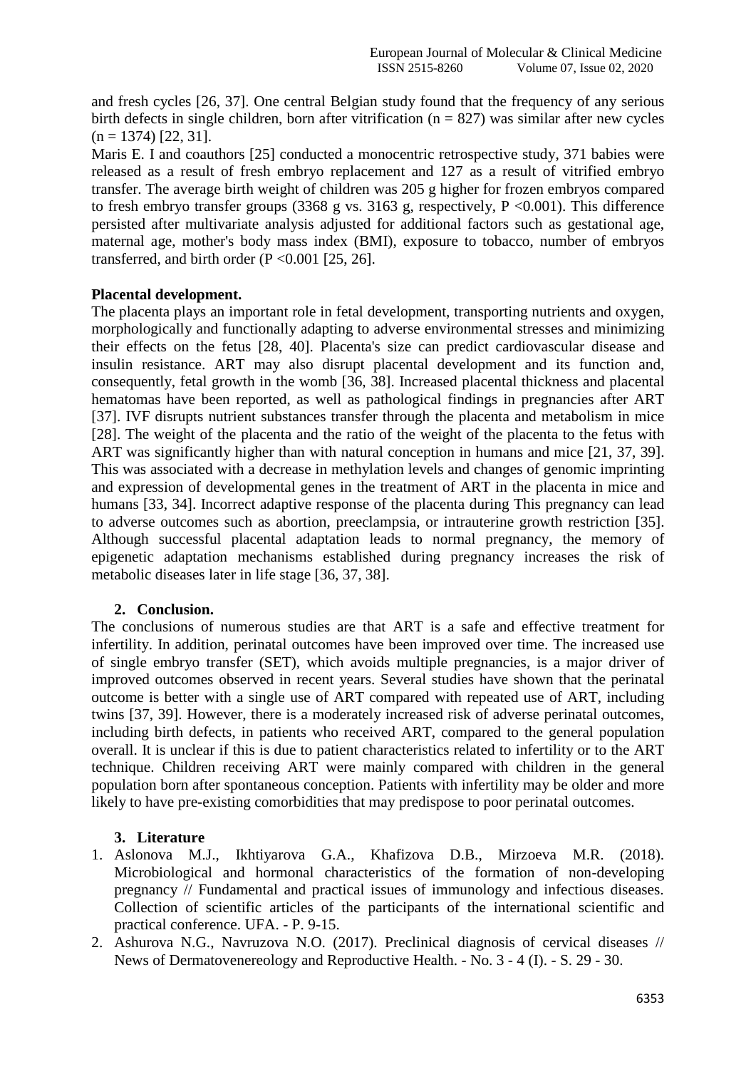and fresh cycles [26, 37]. One central Belgian study found that the frequency of any serious birth defects in single children, born after vitrification (n = 827) was similar after new cycles (n = 1374) [22, 31].

Maris E. I and coauthors [25] conducted a monocentric retrospective study, 371 babies were released as a result of fresh embryo replacement and 127 as a result of vitrified embryo transfer. The average birth weight of children was 205 g higher for frozen embryos compared to fresh embryo transfer groups (3368 g vs. 3163 g, respectively, $P < 0.001$). This difference persisted after multivariate analysis adjusted for additional factors such as gestational age, maternal age, mother's body mass index (BMI), exposure to tobacco, number of embryos transferred, and birth order ($P < 0.001$ [25, 26].

**Placental development.**

The placenta plays an important role in fetal development, transporting nutrients and oxygen, morphologically and functionally adapting to adverse environmental stresses and minimizing their effects on the fetus [28, 40]. Placenta's size can predict cardiovascular disease and insulin resistance. ART may also disrupt placental development and its function and, consequently, fetal growth in the womb [36, 38]. Increased placental thickness and placental hematomas have been reported, as well as pathological findings in pregnancies after ART [37]. IVF disrupts nutrient substances transfer through the placenta and metabolism in mice [28]. The weight of the placenta and the ratio of the weight of the placenta to the fetus with ART was significantly higher than with natural conception in humans and mice [21, 37, 39]. This was associated with a decrease in methylation levels and changes of genomic imprinting and expression of developmental genes in the treatment of ART in the placenta in mice and humans [33, 34]. Incorrect adaptive response of the placenta during This pregnancy can lead to adverse outcomes such as abortion, preeclampsia, or intrauterine growth restriction [35]. Although successful placental adaptation leads to normal pregnancy, the memory of epigenetic adaptation mechanisms established during pregnancy increases the risk of metabolic diseases later in life stage [36, 37, 38].

## 2. Conclusion.

The conclusions of numerous studies are that ART is a safe and effective treatment for infertility. In addition, perinatal outcomes have been improved over time. The increased use of single embryo transfer (SET), which avoids multiple pregnancies, is a major driver of improved outcomes observed in recent years. Several studies have shown that the perinatal outcome is better with a single use of ART compared with repeated use of ART, including twins [37, 39]. However, there is a moderately increased risk of adverse perinatal outcomes, including birth defects, in patients who received ART, compared to the general population overall. It is unclear if this is due to patient characteristics related to infertility or to the ART technique. Children receiving ART were mainly compared with children in the general population born after spontaneous conception. Patients with infertility may be older and more likely to have pre-existing comorbidities that may predispose to poor perinatal outcomes.

## 3. Literature

1. Aslonova M.J., Ikhtiyarova G.A., Khafizova D.B., Mirzoeva M.R. (2018). Microbiological and hormonal characteristics of the formation of non-developing pregnancy // Fundamental and practical issues of immunology and infectious diseases. Collection of scientific articles of the participants of the international scientific and practical conference. UFA. - P. 9-15.
2. Ashurova N.G., Navruzova N.O. (2017). Preclinical diagnosis of cervical diseases // News of Dermatovenereology and Reproductive Health. - No. 3 - 4 (I). - S. 29 - 30.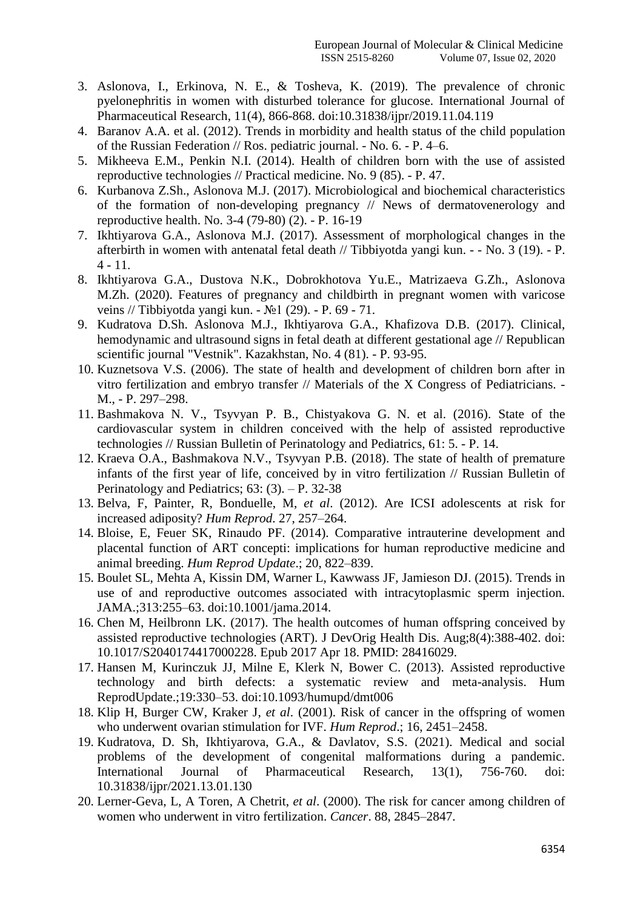3. Aslonova, I., Erkinova, N. E., & Tosheva, K. (2019). The prevalence of chronic pyelonephritis in women with disturbed tolerance for glucose. International Journal of Pharmaceutical Research, 11(4), 866-868. doi:10.31838/ijpr/2019.11.04.119
4. Baranov A.A. et al. (2012). Trends in morbidity and health status of the child population of the Russian Federation // Ros. pediatric journal. - No. 6. - P. 4–6.
5. Mikheeva E.M., Penkin N.I. (2014). Health of children born with the use of assisted reproductive technologies // Practical medicine. No. 9 (85). - P. 47.
6. Kurbanova Z.Sh., Aslonova M.J. (2017). Microbiological and biochemical characteristics of the formation of non-developing pregnancy // News of dermatovenerology and reproductive health. No. 3-4 (79-80) (2). - P. 16-19
7. Ikhtiyarova G.A., Aslonova M.J. (2017). Assessment of morphological changes in the afterbirth in women with antenatal fetal death // Tibbiyotda yangi kun. - - No. 3 (19). - P. 4 - 11.
8. Ikhtiyarova G.A., Dustova N.K., Dobrokhotova Yu.E., Matrizaeva G.Zh., Aslonova M.Zh. (2020). Features of pregnancy and childbirth in pregnant women with varicose veins // Tibbiyotda yangi kun. - №1 (29). - P. 69 - 71.
9. Kudratova D.Sh. Aslonova M.J., Ikhtiyarova G.A., Khafizova D.B. (2017). Clinical, hemodynamic and ultrasound signs in fetal death at different gestational age // Republican scientific journal "Vestnik". Kazakhstan, No. 4 (81). - P. 93-95.
10. Kuznetsova V.S. (2006). The state of health and development of children born after in vitro fertilization and embryo transfer // Materials of the X Congress of Pediatricians. - M., - P. 297–298.
11. Bashmakova N. V., Tsyvyan P. B., Chistyakova G. N. et al. (2016). State of the cardiovascular system in children conceived with the help of assisted reproductive technologies // Russian Bulletin of Perinatology and Pediatrics, 61: 5. - P. 14.
12. Kraeva O.A., Bashmakova N.V., Tsyvyan P.B. (2018). The state of health of premature infants of the first year of life, conceived by in vitro fertilization // Russian Bulletin of Perinatology and Pediatrics; 63: (3). – P. 32-38
13. Belva, F, Painter, R, Bonduelle, M, *et al*. (2012). Are ICSI adolescents at risk for increased adiposity? *Hum Reprod*. 27, 257–264.
14. Bloise, E, Feuer SK, Rinaudo PF. (2014). Comparative intrauterine development and placental function of ART concepti: implications for human reproductive medicine and animal breeding. *Hum Reprod Update*.; 20, 822–839.
15. Boulet SL, Mehta A, Kissin DM, Warner L, Kawwass JF, Jamieson DJ. (2015). Trends in use of and reproductive outcomes associated with intracytoplasmic sperm injection. JAMA.;313:255–63. doi:10.1001/jama.2014.
16. Chen M, Heilbronn LK. (2017). The health outcomes of human offspring conceived by assisted reproductive technologies (ART). J DevOrig Health Dis. Aug;8(4):388-402. doi: 10.1017/S2040174417000228. Epub 2017 Apr 18. PMID: 28416029.
17. Hansen M, Kurinczuk JJ, Milne E, Klerk N, Bower C. (2013). Assisted reproductive technology and birth defects: a systematic review and meta-analysis. Hum ReprodUpdate.;19:330–53. doi:10.1093/humupd/dmt006
18. Klip H, Burger CW, Kraker J, *et al*. (2001). Risk of cancer in the offspring of women who underwent ovarian stimulation for IVF. *Hum Reprod*.; 16, 2451–2458.
19. Kudratova, D. Sh, Ikhtiyarova, G.A., & Davlatov, S.S. (2021). Medical and social problems of the development of congenital malformations during a pandemic. International Journal of Pharmaceutical Research, 13(1), 756-760. doi: 10.31838/ijpr/2021.13.01.130
20. Lerner-Geva, L, A Toren, A Chetrit, *et al*. (2000). The risk for cancer among children of women who underwent in vitro fertilization. *Cancer*. 88, 2845–2847.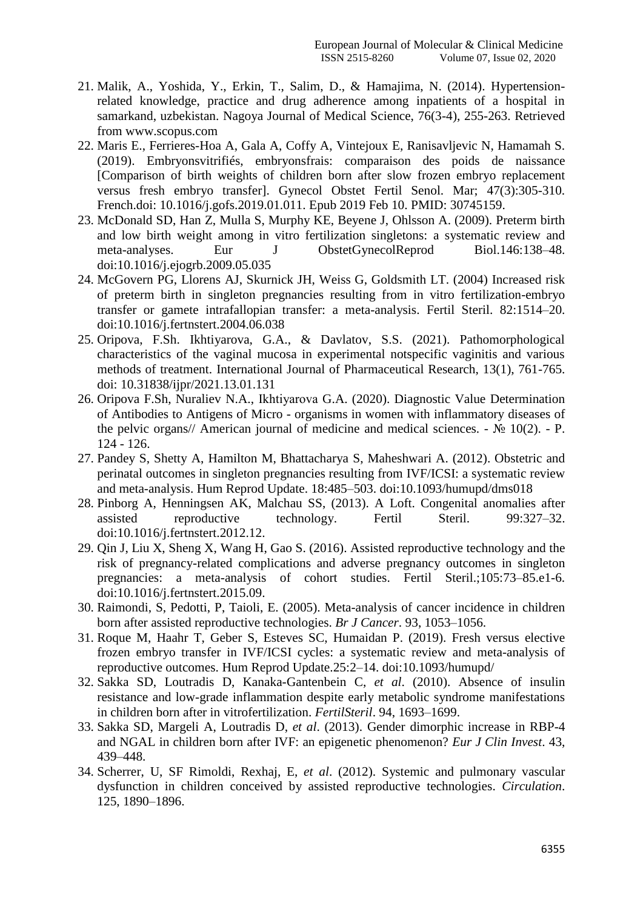21. Malik, A., Yoshida, Y., Erkin, T., Salim, D., & Hamajima, N. (2014). Hypertension-related knowledge, practice and drug adherence among inpatients of a hospital in samarkand, uzbekistan. Nagoya Journal of Medical Science, 76(3-4), 255-263. Retrieved from www.scopus.com
22. Maris E., Ferrieres-Hoa A, Gala A, Coffy A, Vintejoux E, Ranisavljevic N, Hamamah S. (2019). Embryonsvitrifiés, embryonsfrais: comparaison des poids de naissance [Comparison of birth weights of children born after slow frozen embryo replacement versus fresh embryo transfer]. Gynecol Obstet Fertil Senol. Mar; 47(3):305-310. French.doi: 10.1016/j.gofs.2019.01.011. Epub 2019 Feb 10. PMID: 30745159.
23. McDonald SD, Han Z, Mulla S, Murphy KE, Beyene J, Ohlsson A. (2009). Preterm birth and low birth weight among in vitro fertilization singletons: a systematic review and meta-analyses. Eur J ObstetGynecolReprod Biol.146:138–48. doi:10.1016/j.ejogrb.2009.05.035
24. McGovern PG, Llorens AJ, Skurnick JH, Weiss G, Goldsmith LT. (2004) Increased risk of preterm birth in singleton pregnancies resulting from in vitro fertilization-embryo transfer or gamete intrafallopian transfer: a meta-analysis. Fertil Steril. 82:1514–20. doi:10.1016/j.fertnstert.2004.06.038
25. Oripova, F.Sh. Ikhtiyarova, G.A., & Davlatov, S.S. (2021). Pathomorphological characteristics of the vaginal mucosa in experimental notspecific vaginitis and various methods of treatment. International Journal of Pharmaceutical Research, 13(1), 761-765. doi: 10.31838/ijpr/2021.13.01.131
26. Oripova F.Sh, Nuraliev N.A., Ikhtiyarova G.A. (2020). Diagnostic Value Determination of Antibodies to Antigens of Micro - organisms in women with inflammatory diseases of the pelvic organs// American journal of medicine and medical sciences. - № 10(2). - P. 124 - 126.
27. Pandey S, Shetty A, Hamilton M, Bhattacharya S, Maheshwari A. (2012). Obstetric and perinatal outcomes in singleton pregnancies resulting from IVF/ICSI: a systematic review and meta-analysis. Hum Reprod Update. 18:485–503. doi:10.1093/humupd/dms018
28. Pinborg A, Henningsen AK, Malchau SS, (2013). A Loft. Congenital anomalies after assisted reproductive technology. Fertil Steril. 99:327–32. doi:10.1016/j.fertnstert.2012.12.
29. Qin J, Liu X, Sheng X, Wang H, Gao S. (2016). Assisted reproductive technology and the risk of pregnancy-related complications and adverse pregnancy outcomes in singleton pregnancies: a meta-analysis of cohort studies. Fertil Steril.;105:73–85.e1-6. doi:10.1016/j.fertnstert.2015.09.
30. Raimondi, S, Pedotti, P, Taioli, E. (2005). Meta-analysis of cancer incidence in children born after assisted reproductive technologies. *Br J Cancer*. 93, 1053–1056.
31. Roque M, Haahr T, Geber S, Esteves SC, Humaidan P. (2019). Fresh versus elective frozen embryo transfer in IVF/ICSI cycles: a systematic review and meta-analysis of reproductive outcomes. Hum Reprod Update.25:2–14. doi:10.1093/humupd/
32. Sakka SD, Loutradis D, Kanaka-Gantenbein C, *et al*. (2010). Absence of insulin resistance and low-grade inflammation despite early metabolic syndrome manifestations in children born after in vitrofertilization. *FertilSteril*. 94, 1693–1699.
33. Sakka SD, Margeli A, Loutradis D, *et al*. (2013). Gender dimorphic increase in RBP-4 and NGAL in children born after IVF: an epigenetic phenomenon? *Eur J Clin Invest*. 43, 439–448.
34. Scherrer, U, SF Rimoldi, Rexhaj, E, *et al*. (2012). Systemic and pulmonary vascular dysfunction in children conceived by assisted reproductive technologies. *Circulation*. 125, 1890–1896.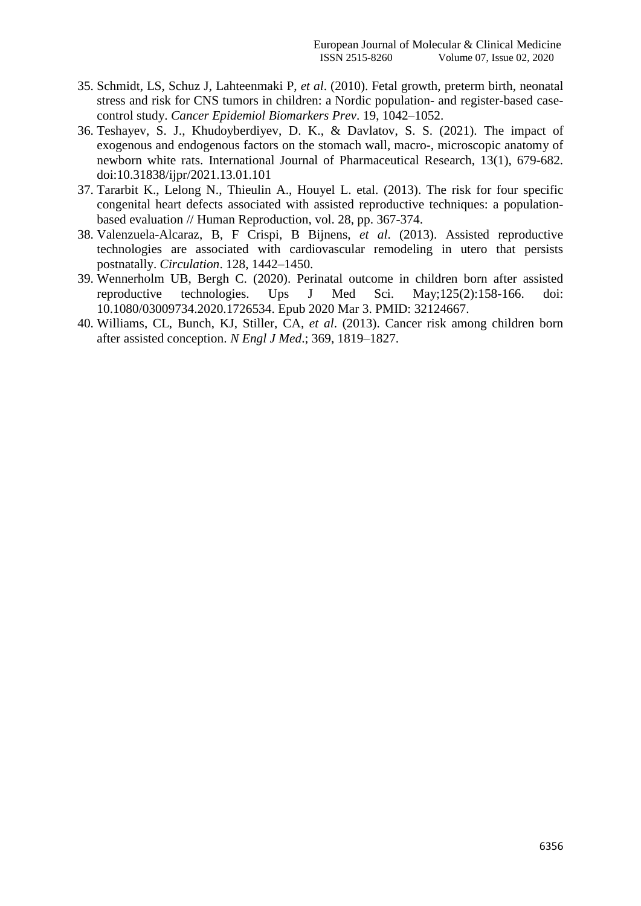35. Schmidt, LS, Schuz J, Lahteenmaki P, *et al*. (2010). Fetal growth, preterm birth, neonatal stress and risk for CNS tumors in children: a Nordic population- and register-based case-control study. *Cancer Epidemiol Biomarkers Prev*. 19, 1042–1052.
36. Teshayev, S. J., Khudoyberdiyev, D. K., & Davlatov, S. S. (2021). The impact of exogenous and endogenous factors on the stomach wall, macro-, microscopic anatomy of newborn white rats. International Journal of Pharmaceutical Research, 13(1), 679-682. doi:10.31838/ijpr/2021.13.01.101
37. Tararbit K., Lelong N., Thieulin A., Houyel L. etal. (2013). The risk for four specific congenital heart defects associated with assisted reproductive techniques: a population-based evaluation // Human Reproduction, vol. 28, pp. 367-374.
38. Valenzuela-Alcaraz, B, F Crispi, B Bijnens, *et al*. (2013). Assisted reproductive technologies are associated with cardiovascular remodeling in utero that persists postnatally. *Circulation*. 128, 1442–1450.
39. Wennerholm UB, Bergh C. (2020). Perinatal outcome in children born after assisted reproductive technologies. Ups J Med Sci. May;125(2):158-166. doi: 10.1080/03009734.2020.1726534. Epub 2020 Mar 3. PMID: 32124667.
40. Williams, CL, Bunch, KJ, Stiller, CA, *et al*. (2013). Cancer risk among children born after assisted conception. *N Engl J Med*.; 369, 1819–1827.